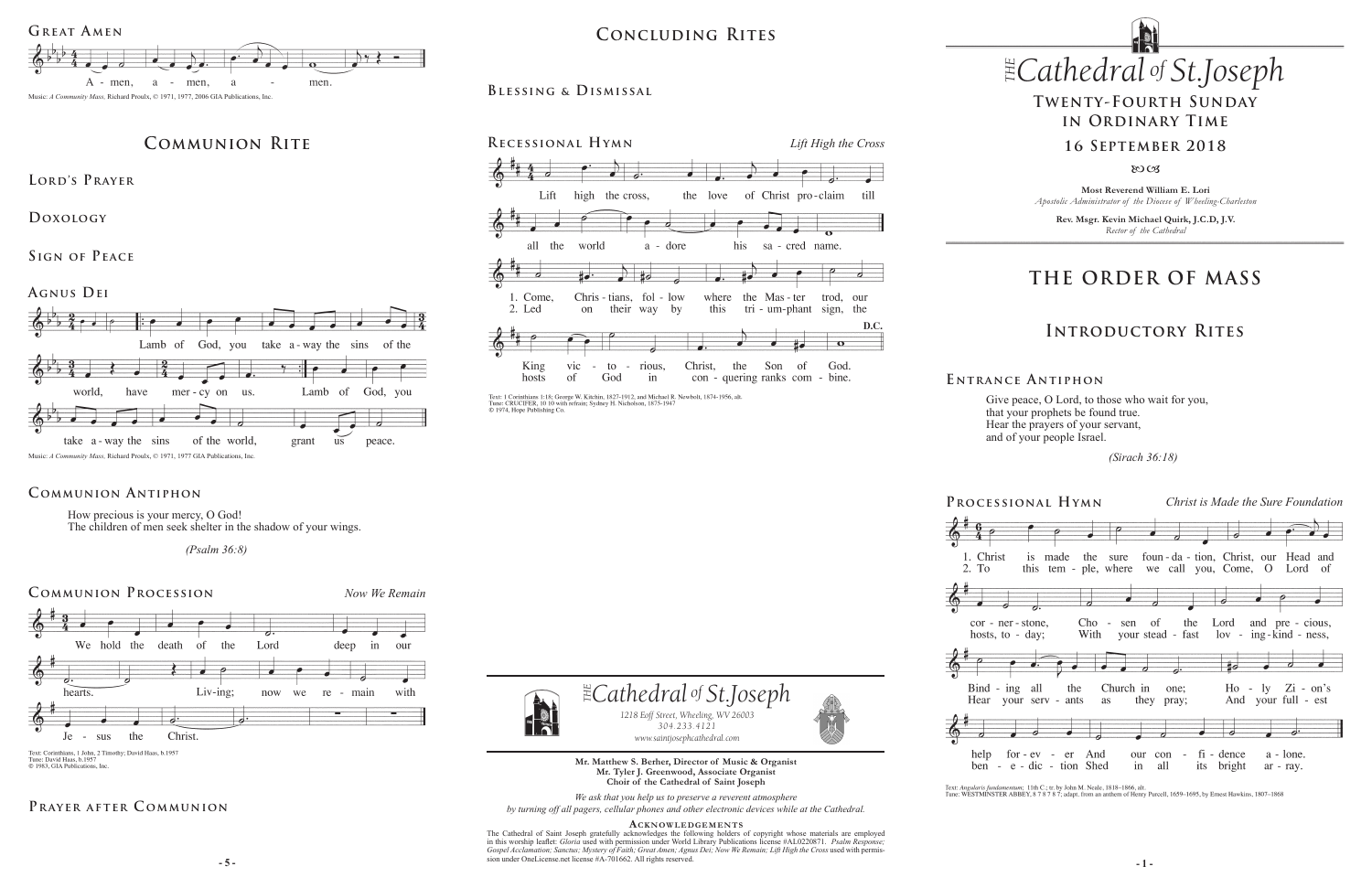## Great Amen

A - men, a - men, a - men.

Music: *A Community Mass*, Richard Proulx, © 1971, 1977, 2006 GIA Publications, Inc.

# Communion Rite

## Lord's Prayer

## Doxology

## Sign of Peace

## Agnus Dei

Lamb of God, you take a-way the sins of the world, have mer-cy on us. Lamb of God, you take a-way the sins of the world, grant us peace.

Music: *A Community Mass*, Richard Proulx, © 1971, 1977 GIA Publications, Inc.

## Communion Antiphon

How precious is your mercy, O God!
The children of men seek shelter in the shadow of your wings.

*(Psalm 36:8)*

## Communion Procession

*Now We Remain*

We hold the death of the Lord deep in our hearts. Liv-ing; now we re - main with Je - sus the Christ.

Text: Corinthians, 1 John, 2 Timothy; David Haas, b.1957
Tune: David Haas, b.1957
© 1983, GIA Publications, Inc.

## Prayer after Communion

# Concluding Rites

## Blessing & Dismissal

## Recessional Hymn

*Lift High the Cross*

Lift high the cross, the love of Christ pro-claim till all the world a - dore his sa - cred name.

1. Come, Chris - tians, fol - low where the Mas - ter trod, our King vic - to - rious, Christ, the Son of God.
2. Led on their way by this tri - um-phant sign, the hosts of God in con - quering ranks com - bine.

D.C.

Text: 1 Corinthians 1:18; George W. Kitchin, 1827-1912, and Michael R. Newbolt, 1874-1956, alt.
Tune: CRUCIFER, 10 10 with refrain; Sydney H. Nicholson, 1875-1947
© 1974, Hope Publishing Co.

*The Cathedral of St. Joseph*
*1218 Eoff Street, Wheeling, WV 26003*
*304.233.4121*
*www.saintjosephcathedral.com*

**Mr. Matthew S. Berher, Director of Music & Organist**
**Mr. Tyler J. Greenwood, Associate Organist**
**Choir of the Cathedral of Saint Joseph**

*We ask that you help us to preserve a reverent atmosphere by turning off all pagers, cellular phones and other electronic devices while at the Cathedral.*

**Acknowledgements**

The Cathedral of Saint Joseph gratefully acknowledges the following holders of copyright whose materials are employed in this worship leaflet: *Gloria* used with permission under World Library Publications license #AL0220871. *Psalm Response; Gospel Acclamation; Sanctus; Mystery of Faith; Great Amen; Agnus Dei; Now We Remain; Lift High the Cross* used with permission under OneLicense.net license #A-701662. All rights reserved.

# The Cathedral of St. Joseph

## Twenty-Fourth Sunday in Ordinary Time

## 16 September 2018

**Most Reverend William E. Lori**
*Apostolic Administrator of the Diocese of Wheeling-Charleston*

**Rev. Msgr. Kevin Michael Quirk, J.C.D, J.V.**
*Rector of the Cathedral*

# The Order of Mass

# Introductory Rites

## Entrance Antiphon

Give peace, O Lord, to those who wait for you,
that your prophets be found true.
Hear the prayers of your servant,
and of your people Israel.

*(Sirach 36:18)*

## Processional Hymn

*Christ is Made the Sure Foundation*

1. Christ is made the sure foun - da - tion, Christ, our Head and cor - ner - stone, Cho - sen of the Lord and pre - cious, Bind - ing all the Church in one; Ho - ly Zi - on's help for - ev - er And our con - fi - dence a - lone.
2. To this tem - ple, where we call you, Come, O Lord of hosts, to - day; With your stead - fast lov - ing-kind - ness, Hear your serv - ants as they pray; And your full - est ben - e - dic - tion Shed in all its bright ar - ray.

Text: *Angularis fundamentum*; 11th C.; tr. by John M. Neale, 1818–1866, alt.
Tune: WESTMINSTER ABBEY, 8 7 8 7 8 7; adapt. from an anthem of Henry Purcell, 1659–1695, by Ernest Hawkins, 1807–1868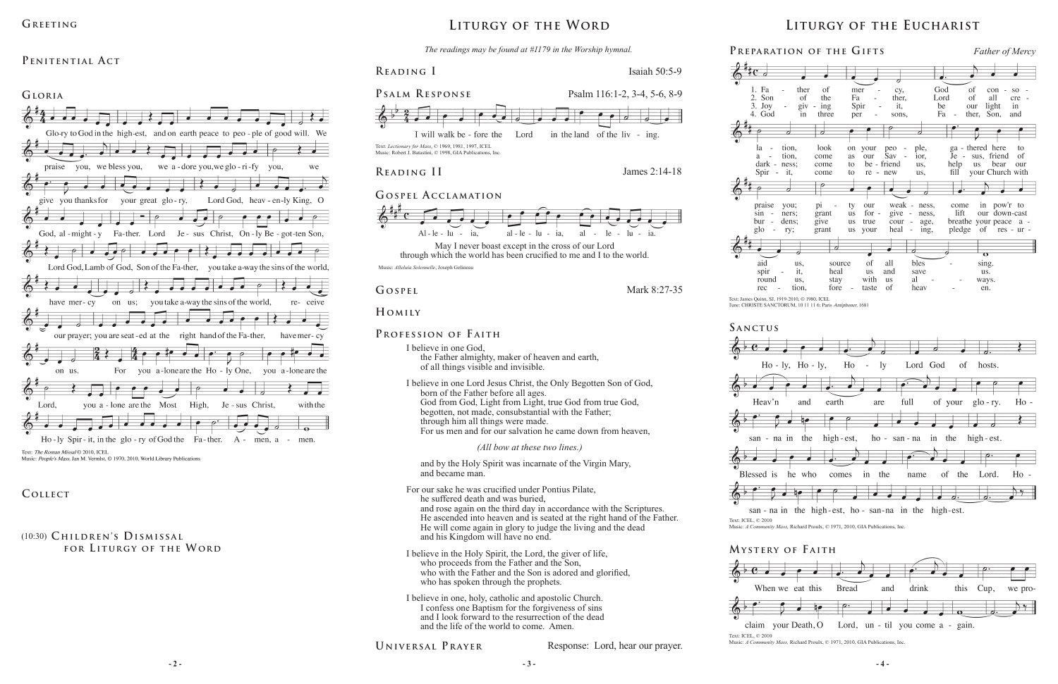## Greeting

## Penitential Act

## Gloria

Glo-ry to God in the high-est, and on earth peace to peo-ple of good will. We praise you, we bless you, we a-dore you, we glo-ri-fy you, we give you thanks for your great glo-ry, Lord God, heav-en-ly King, O God, al-might-y Fa-ther. Lord Je-sus Christ, On-ly Be-got-ten Son, Lord God, Lamb of God, Son of the Fa-ther, you take a-way the sins of the world, have mer-cy on us; you take a-way the sins of the world, re-ceive our prayer; you are seat-ed at the right hand of the Fa-ther, have mer-cy on us. For you a-lone are the Ho-ly One, you a-lone are the Lord, you a-lone are the Most High, Je-sus Christ, with the Ho-ly Spir-it, in the glo-ry of God the Fa-ther. A-men, a-men.

Text: *The Roman Missal* © 2010, ICEL.
Music: *People's Mass*, Jan M. Vermulst, © 1970, 2010, World Library Publications

## Collect

(10:30) **Children's Dismissal for Liturgy of the Word**

# Liturgy of the Word

*The readings may be found at #1179 in the Worship hymnal.*

## Reading I

Isaiah 50:5-9

## Psalm Response

Psalm 116:1-2, 3-4, 5-6, 8-9

I will walk be-fore the Lord in the land of the liv-ing.

Text: *Lectionary for Mass*, © 1969, 1981, 1997, ICEL.
Music: Robert J. Batastini, © 1998, GIA Publications, Inc.

## Reading II

James 2:14-18

## Gospel Acclamation

Al-le-lu-ia, al-le-lu-ia, al-le-lu-ia.

May I never boast except in the cross of our Lord
through which the world has been crucified to me and I to the world.

Music: *Alleluia Solennelle*, Joseph Gelineau

## Gospel

Mark 8:27-35

## Homily

## Profession of Faith

I believe in one God,
the Father almighty, maker of heaven and earth,
of all things visible and invisible.

I believe in one Lord Jesus Christ, the Only Begotten Son of God,
born of the Father before all ages.
God from God, Light from Light, true God from true God,
begotten, not made, consubstantial with the Father;
through him all things were made.
For us men and for our salvation he came down from heaven,

*(All bow at these two lines.)*

and by the Holy Spirit was incarnate of the Virgin Mary,
and became man.

For our sake he was crucified under Pontius Pilate,
he suffered death and was buried,
and rose again on the third day in accordance with the Scriptures.
He ascended into heaven and is seated at the right hand of the Father.
He will come again in glory to judge the living and the dead
and his Kingdom will have no end.

I believe in the Holy Spirit, the Lord, the giver of life,
who proceeds from the Father and the Son,
who with the Father and the Son is adored and glorified,
who has spoken through the prophets.

I believe in one, holy, catholic and apostolic Church.
I confess one Baptism for the forgiveness of sins
and I look forward to the resurrection of the dead
and the life of the world to come. Amen.

## Universal Prayer

Response: Lord, hear our prayer.

# Liturgy of the Eucharist

## Preparation of the Gifts

*Father of Mercy*

1. Father of mercy, God of consolation, look on your people, gathered here to praise you; pity our weakness, come in pow'r to aid us, source of all blessing.
2. Son of the Father, Lord of all creation, come as our Savior, Jesus, friend of sinners; grant us forgiveness, lift our downcast spirit, heal us and save us.
3. Joy-giving Spirit, be our light in darkness; come to befriend us, help us bear our burdens; give us true courage, breathe your peace around us, stay with us always.
4. God in three persons, Father, Son, and Spirit, come to renew us, fill your Church with glory; grant us your healing, pledge of resurrection, foretaste of heaven.

Text: James Quinn, SJ, 1919-2010, © 1980, ICEL.
Tune: CHRISTE SANCTORUM, 10 11 11 6; Paris *Antiphoner*, 1681

## Sanctus

Ho-ly, Ho-ly, Ho-ly Lord God of hosts. Heav'n and earth are full of your glo-ry. Ho-san-na in the high-est, ho-san-na in the high-est. Blessed is he who comes in the name of the Lord. Ho-san-na in the high-est, ho-san-na in the high-est.

Text: ICEL, © 2010
Music: *A Community Mass*, Richard Proulx, © 1971, 2010, GIA Publications, Inc.

## Mystery of Faith

When we eat this Bread and drink this Cup, we pro-claim your Death, O Lord, un-til you come a-gain.

Text: ICEL, © 2010
Music: *A Community Mass*, Richard Proulx, © 1971, 2010, GIA Publications, Inc.